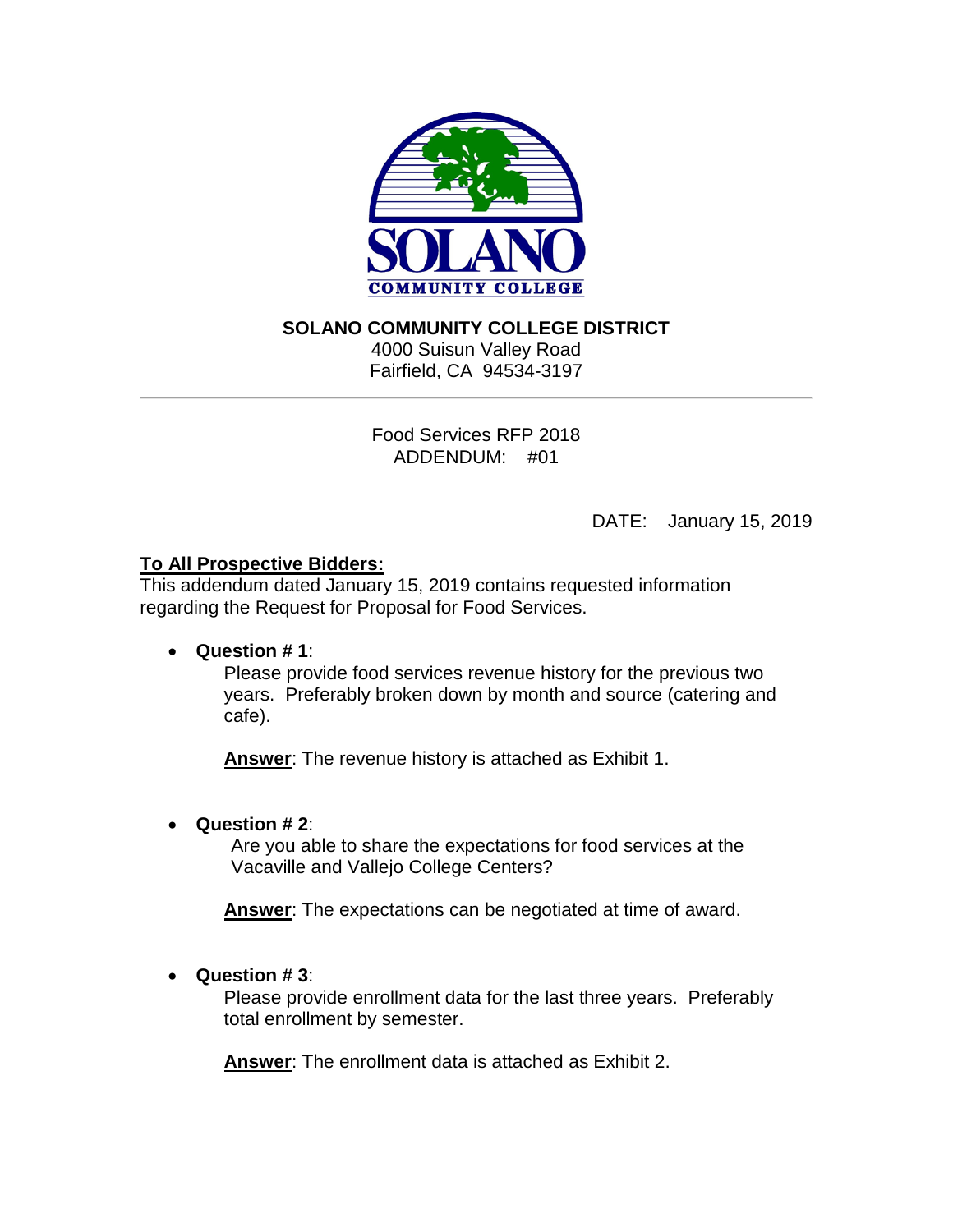# SOLANO COMMUNITY COLLEGE DISTRICT

4000 Suisun Valley Road
Fairfield, CA 94534-3197

---

Food Services RFP 2018
ADDENDUM: #01

DATE: January 15, 2019

**<u>To All Prospective Bidders:</u>**
This addendum dated January 15, 2019 contains requested information regarding the Request for Proposal for Food Services.

- **Question # 1**:
  Please provide food services revenue history for the previous two years. Preferably broken down by month and source (catering and cafe).

  **<u>Answer</u>**: The revenue history is attached as Exhibit 1.

- **Question # 2**:
  Are you able to share the expectations for food services at the Vacaville and Vallejo College Centers?

  **<u>Answer</u>**: The expectations can be negotiated at time of award.

- **Question # 3**:
  Please provide enrollment data for the last three years. Preferably total enrollment by semester.

  **<u>Answer</u>**: The enrollment data is attached as Exhibit 2.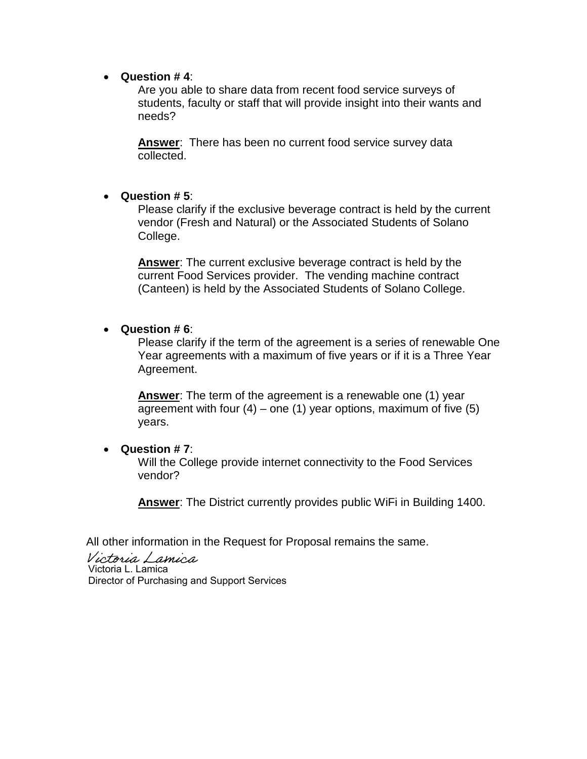- **Question # 4**:

  Are you able to share data from recent food service surveys of students, faculty or staff that will provide insight into their wants and needs?

  **Answer**: There has been no current food service survey data collected.

- **Question # 5**:

  Please clarify if the exclusive beverage contract is held by the current vendor (Fresh and Natural) or the Associated Students of Solano College.

  **Answer**: The current exclusive beverage contract is held by the current Food Services provider. The vending machine contract (Canteen) is held by the Associated Students of Solano College.

- **Question # 6**:

  Please clarify if the term of the agreement is a series of renewable One Year agreements with a maximum of five years or if it is a Three Year Agreement.

  **Answer**: The term of the agreement is a renewable one (1) year agreement with four (4) – one (1) year options, maximum of five (5) years.

- **Question # 7**:

  Will the College provide internet connectivity to the Food Services vendor?

  **Answer**: The District currently provides public WiFi in Building 1400.

All other information in the Request for Proposal remains the same.

*Victoria Lamica*

Victoria L. Lamica
Director of Purchasing and Support Services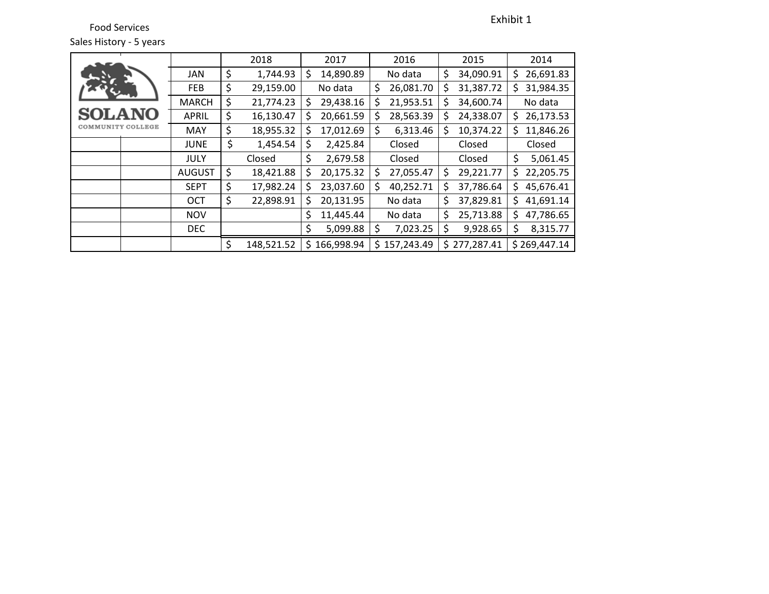Exhibit 1

Food Services

Sales History - 5 years

SOLANO COMMUNITY COLLEGE

| | 2018 | 2017 | 2016 | 2015 | 2014 |
|---|---|---|---|---|---|
| JAN | $ 1,744.93 | $ 14,890.89 | No data | $ 34,090.91 | $ 26,691.83 |
| FEB | $ 29,159.00 | No data | $ 26,081.70 | $ 31,387.72 | $ 31,984.35 |
| MARCH | $ 21,774.23 | $ 29,438.16 | $ 21,953.51 | $ 34,600.74 | No data |
| APRIL | $ 16,130.47 | $ 20,661.59 | $ 28,563.39 | $ 24,338.07 | $ 26,173.53 |
| MAY | $ 18,955.32 | $ 17,012.69 | $ 6,313.46 | $ 10,374.22 | $ 11,846.26 |
| JUNE | $ 1,454.54 | $ 2,425.84 | Closed | Closed | Closed |
| JULY | Closed | $ 2,679.58 | Closed | Closed | $ 5,061.45 |
| AUGUST | $ 18,421.88 | $ 20,175.32 | $ 27,055.47 | $ 29,221.77 | $ 22,205.75 |
| SEPT | $ 17,982.24 | $ 23,037.60 | $ 40,252.71 | $ 37,786.64 | $ 45,676.41 |
| OCT | $ 22,898.91 | $ 20,131.95 | No data | $ 37,829.81 | $ 41,691.14 |
| NOV | | $ 11,445.44 | No data | $ 25,713.88 | $ 47,786.65 |
| DEC | | $ 5,099.88 | $ 7,023.25 | $ 9,928.65 | $ 8,315.77 |
| | $ 148,521.52 | $ 166,998.94 | $ 157,243.49 | $ 277,287.41 | $ 269,447.14 |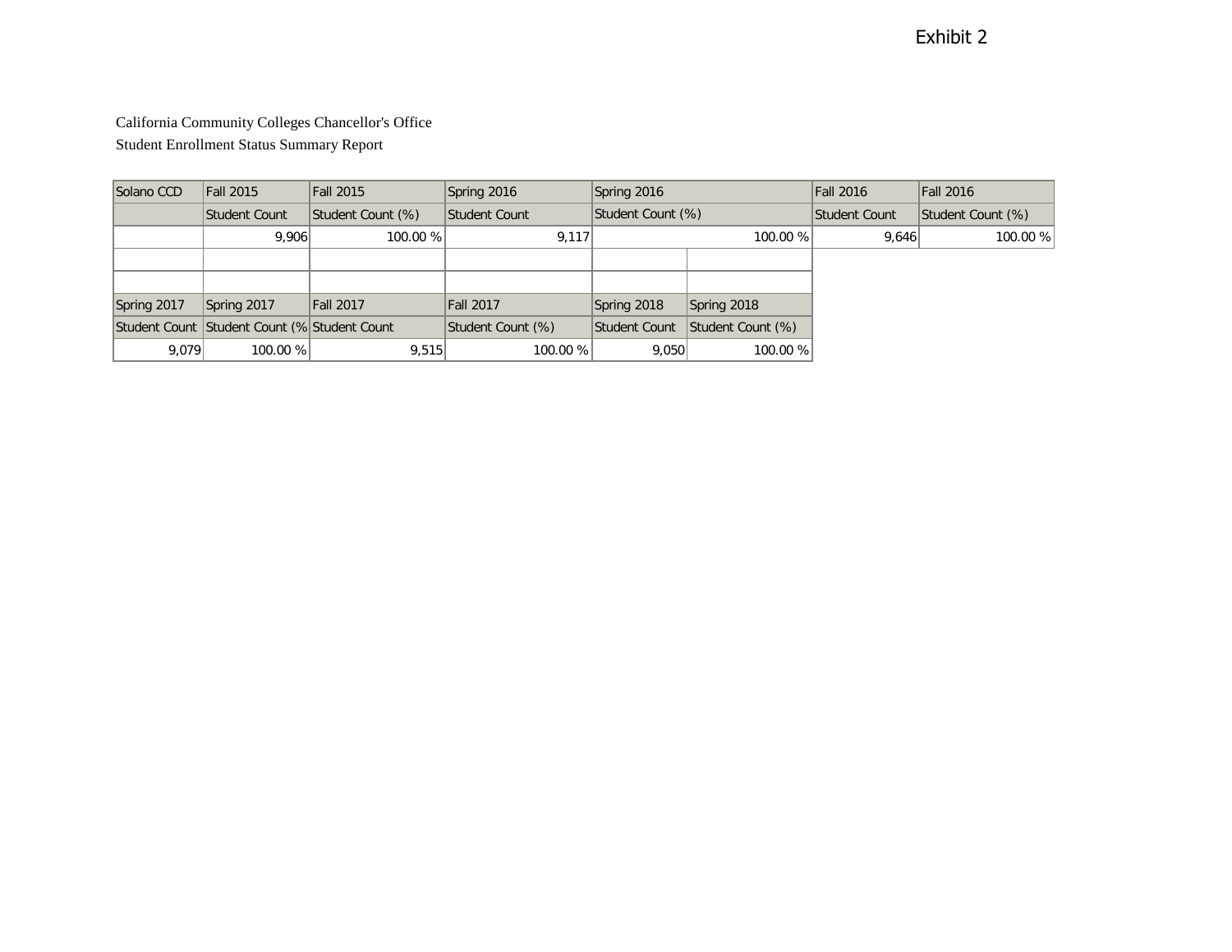Exhibit 2

California Community Colleges Chancellor's Office
Student Enrollment Status Summary Report

| Solano CCD | Fall 2015 | Fall 2015 | Spring 2016 | Spring 2016 | Fall 2016 | Fall 2016 |
|---|---|---|---|---|---|---|
| | Student Count | Student Count (%) | Student Count | Student Count (%) | Student Count | Student Count (%) |
| | 9,906 | 100.00 % | 9,117 | 100.00 % | 9,646 | 100.00 % |

| Spring 2017 | Spring 2017 | Fall 2017 | Fall 2017 | Spring 2018 | Spring 2018 |
|---|---|---|---|---|---|
| Student Count | Student Count (% | Student Count | Student Count (%) | Student Count | Student Count (%) |
| 9,079 | 100.00 % | 9,515 | 100.00 % | 9,050 | 100.00 % |